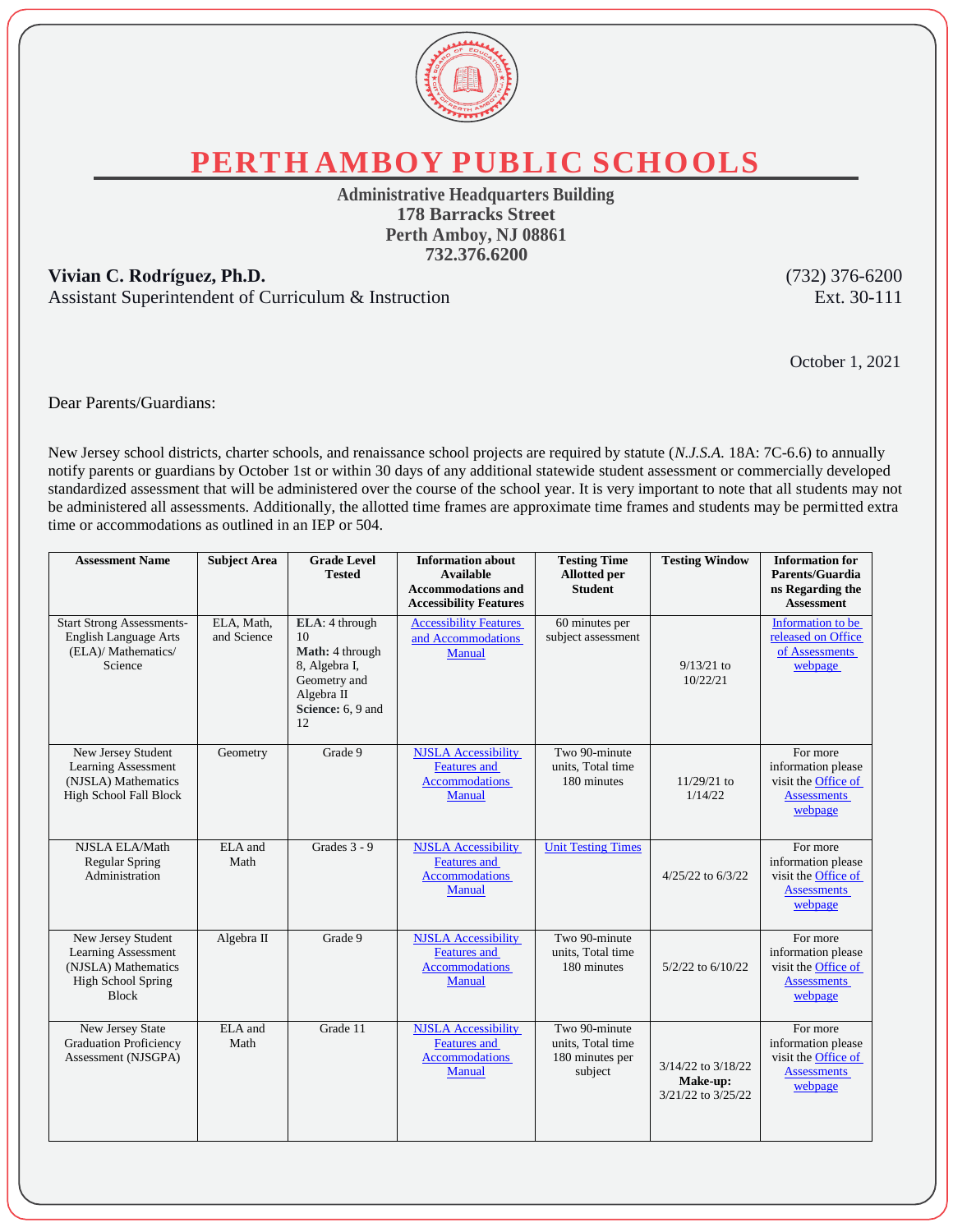# PERTH AMBOY PUBLIC SCHOOLS

**Administrative Headquarters Building**
**178 Barracks Street**
**Perth Amboy, NJ 08861**
**732.376.6200**

**Vivian C. Rodríguez, Ph.D.**
Assistant Superintendent of Curriculum & Instruction

(732) 376-6200
Ext. 30-111

October 1, 2021

Dear Parents/Guardians:

New Jersey school districts, charter schools, and renaissance school projects are required by statute (*N.J.S.A.* 18A: 7C-6.6) to annually notify parents or guardians by October 1st or within 30 days of any additional statewide student assessment or commercially developed standardized assessment that will be administered over the course of the school year. It is very important to note that all students may not be administered all assessments. Additionally, the allotted time frames are approximate time frames and students may be permitted extra time or accommodations as outlined in an IEP or 504.

| Assessment Name | Subject Area | Grade Level Tested | Information about Available Accommodations and Accessibility Features | Testing Time Allotted per Student | Testing Window | Information for Parents/Guardians Regarding the Assessment |
|---|---|---|---|---|---|---|
| Start Strong Assessments- English Language Arts (ELA)/ Mathematics/ Science | ELA, Math, and Science | **ELA**: 4 through 10 **Math:** 4 through 8, Algebra I, Geometry and Algebra II **Science:** 6, 9 and 12 | Accessibility Features and Accommodations Manual | 60 minutes per subject assessment | 9/13/21 to 10/22/21 | Information to be released on Office of Assessments webpage |
| New Jersey Student Learning Assessment (NJSLA) Mathematics High School Fall Block | Geometry | Grade 9 | NJSLA Accessibility Features and Accommodations Manual | Two 90-minute units, Total time 180 minutes | 11/29/21 to 1/14/22 | For more information please visit the Office of Assessments webpage |
| NJSLA ELA/Math Regular Spring Administration | ELA and Math | Grades 3 - 9 | NJSLA Accessibility Features and Accommodations Manual | Unit Testing Times | 4/25/22 to 6/3/22 | For more information please visit the Office of Assessments webpage |
| New Jersey Student Learning Assessment (NJSLA) Mathematics High School Spring Block | Algebra II | Grade 9 | NJSLA Accessibility Features and Accommodations Manual | Two 90-minute units, Total time 180 minutes | 5/2/22 to 6/10/22 | For more information please visit the Office of Assessments webpage |
| New Jersey State Graduation Proficiency Assessment (NJSGPA) | ELA and Math | Grade 11 | NJSLA Accessibility Features and Accommodations Manual | Two 90-minute units, Total time 180 minutes per subject | 3/14/22 to 3/18/22 **Make-up:** 3/21/22 to 3/25/22 | For more information please visit the Office of Assessments webpage |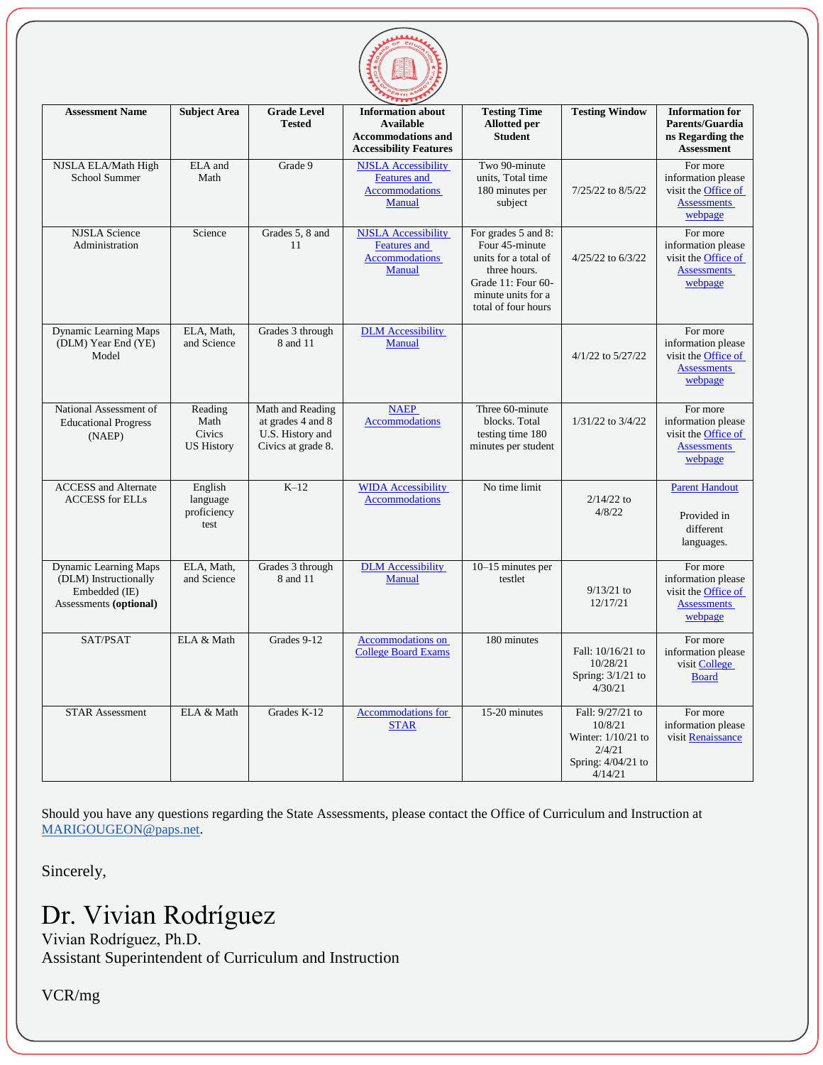| Assessment Name | Subject Area | Grade Level Tested | Information about Available Accommodations and Accessibility Features | Testing Time Allotted per Student | Testing Window | Information for Parents/Guardians Regarding the Assessment |
|---|---|---|---|---|---|---|
| NJSLA ELA/Math High School Summer | ELA and Math | Grade 9 | NJSLA Accessibility Features and Accommodations Manual | Two 90-minute units, Total time 180 minutes per subject | 7/25/22 to 8/5/22 | For more information please visit the Office of Assessments webpage |
| NJSLA Science Administration | Science | Grades 5, 8 and 11 | NJSLA Accessibility Features and Accommodations Manual | For grades 5 and 8: Four 45-minute units for a total of three hours. Grade 11: Four 60-minute units for a total of four hours | 4/25/22 to 6/3/22 | For more information please visit the Office of Assessments webpage |
| Dynamic Learning Maps (DLM) Year End (YE) Model | ELA, Math, and Science | Grades 3 through 8 and 11 | DLM Accessibility Manual | | 4/1/22 to 5/27/22 | For more information please visit the Office of Assessments webpage |
| National Assessment of Educational Progress (NAEP) | Reading Math Civics US History | Math and Reading at grades 4 and 8 U.S. History and Civics at grade 8. | NAEP Accommodations | Three 60-minute blocks. Total testing time 180 minutes per student | 1/31/22 to 3/4/22 | For more information please visit the Office of Assessments webpage |
| ACCESS and Alternate ACCESS for ELLs | English language proficiency test | K–12 | WIDA Accessibility Accommodations | No time limit | 2/14/22 to 4/8/22 | Parent Handout<br><br>Provided in different languages. |
| Dynamic Learning Maps (DLM) Instructionally Embedded (IE) Assessments **(optional)** | ELA, Math, and Science | Grades 3 through 8 and 11 | DLM Accessibility Manual | 10–15 minutes per testlet | 9/13/21 to 12/17/21 | For more information please visit the Office of Assessments webpage |
| SAT/PSAT | ELA & Math | Grades 9-12 | Accommodations on College Board Exams | 180 minutes | Fall: 10/16/21 to 10/28/21<br>Spring: 3/1/21 to 4/30/21 | For more information please visit College Board |
| STAR Assessment | ELA & Math | Grades K-12 | Accommodations for STAR | 15-20 minutes | Fall: 9/27/21 to 10/8/21<br>Winter: 1/10/21 to 2/4/21<br>Spring: 4/04/21 to 4/14/21 | For more information please visit Renaissance |

Should you have any questions regarding the State Assessments, please contact the Office of Curriculum and Instruction at MARIGOUGEON@paps.net.

Sincerely,

Dr. Vivian Rodríguez

Vivian Rodríguez, Ph.D.
Assistant Superintendent of Curriculum and Instruction

VCR/mg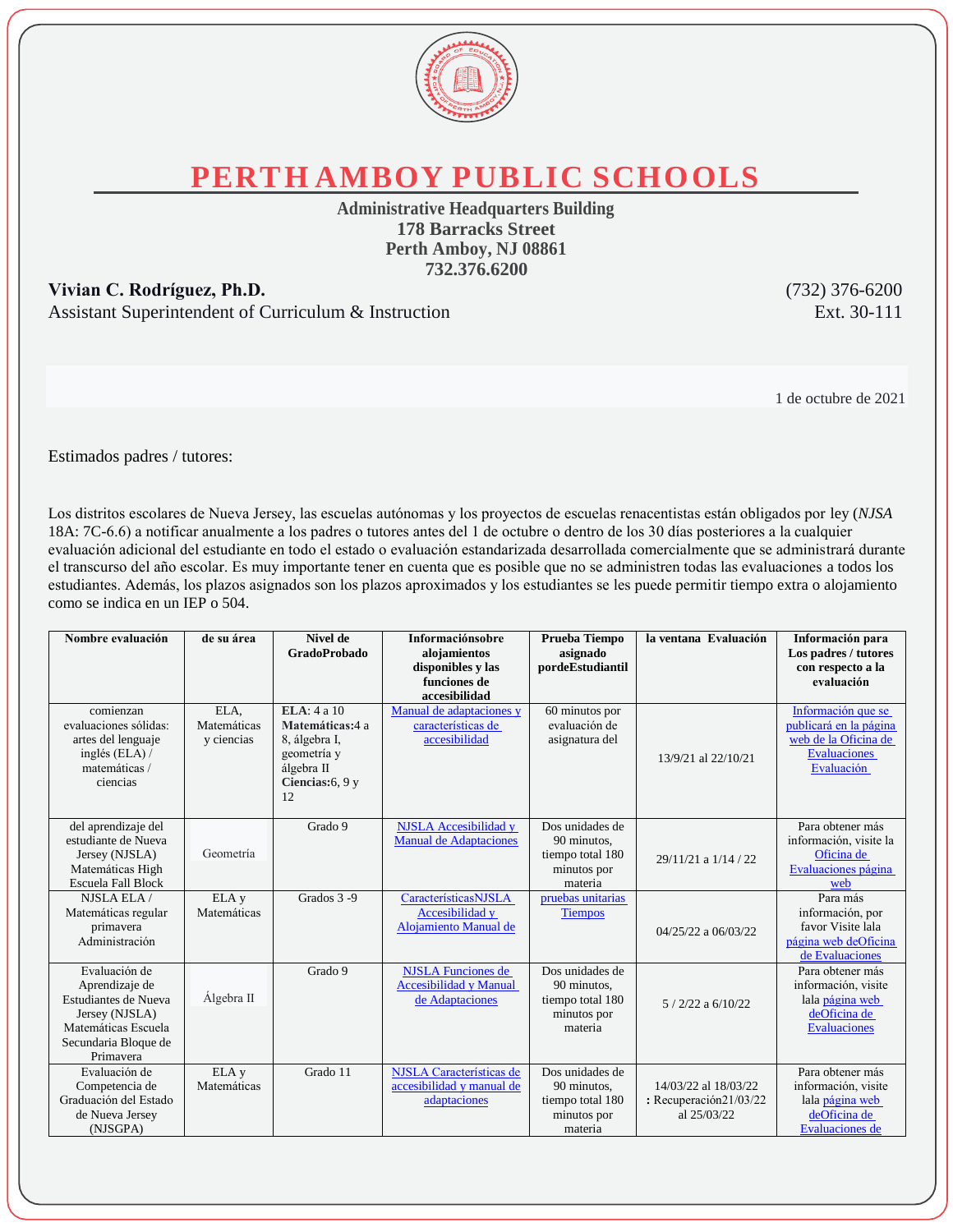# PERTH AMBOY PUBLIC SCHOOLS

**Administrative Headquarters Building**
**178 Barracks Street**
**Perth Amboy, NJ 08861**
**732.376.6200**

**Vivian C. Rodríguez, Ph.D.** (732) 376-6200
Assistant Superintendent of Curriculum & Instruction Ext. 30-111

1 de octubre de 2021

Estimados padres / tutores:

Los distritos escolares de Nueva Jersey, las escuelas autónomas y los proyectos de escuelas renacentistas están obligados por ley (*NJSA* 18A: 7C-6.6) a notificar anualmente a los padres o tutores antes del 1 de octubre o dentro de los 30 días posteriores a la cualquier evaluación adicional del estudiante en todo el estado o evaluación estandarizada desarrollada comercialmente que se administrará durante el transcurso del año escolar. Es muy importante tener en cuenta que es posible que no se administren todas las evaluaciones a todos los estudiantes. Además, los plazos asignados son los plazos aproximados y los estudiantes se les puede permitir tiempo extra o alojamiento como se indica en un IEP o 504.

| Nombre evaluación | de su área | Nivel de GradoProbado | Informaciónsobre alojamientos disponibles y las funciones de accesibilidad | Prueba Tiempo asignado pordeEstudiantil | la ventana Evaluación | Información para Los padres / tutores con respecto a la evaluación |
|---|---|---|---|---|---|---|
| comienzan evaluaciones sólidas: artes del lenguaje inglés (ELA) / matemáticas / ciencias | ELA, Matemáticas y ciencias | **ELA**: 4 a 10 **Matemáticas:**4 a 8, álgebra I, geometría y álgebra II **Ciencias:**6, 9 y 12 | Manual de adaptaciones y características de accesibilidad | 60 minutos por evaluación de asignatura del | 13/9/21 al 22/10/21 | Información que se publicará en la página web de la Oficina de Evaluaciones Evaluación |
| del aprendizaje del estudiante de Nueva Jersey (NJSLA) Matemáticas High Escuela Fall Block | Geometría | Grado 9 | NJSLA Accesibilidad y Manual de Adaptaciones | Dos unidades de 90 minutos, tiempo total 180 minutos por materia | 29/11/21 a 1/14 / 22 | Para obtener más información, visite la Oficina de Evaluaciones página web |
| NJSLA ELA / Matemáticas regular primavera Administración | ELA y Matemáticas | Grados 3 -9 | CaracterísticasNJSLA Accesibilidad y Alojamiento Manual de | pruebas unitarias Tiempos | 04/25/22 a 06/03/22 | Para más información, por favor Visite lala página web deOficina de Evaluaciones |
| Evaluación de Aprendizaje de Estudiantes de Nueva Jersey (NJSLA) Matemáticas Escuela Secundaria Bloque de Primavera | Álgebra II | Grado 9 | NJSLA Funciones de Accesibilidad y Manual de Adaptaciones | Dos unidades de 90 minutos, tiempo total 180 minutos por materia | 5 / 2/22 a 6/10/22 | Para obtener más información, visite lala página web deOficina de Evaluaciones |
| Evaluación de Competencia de Graduación del Estado de Nueva Jersey (NJSGPA) | ELA y Matemáticas | Grado 11 | NJSLA Características de accesibilidad y manual de adaptaciones | Dos unidades de 90 minutos, tiempo total 180 minutos por materia | 14/03/22 al 18/03/22 **:** Recuperación21/03/22 al 25/03/22 | Para obtener más información, visite lala página web deOficina de Evaluaciones de |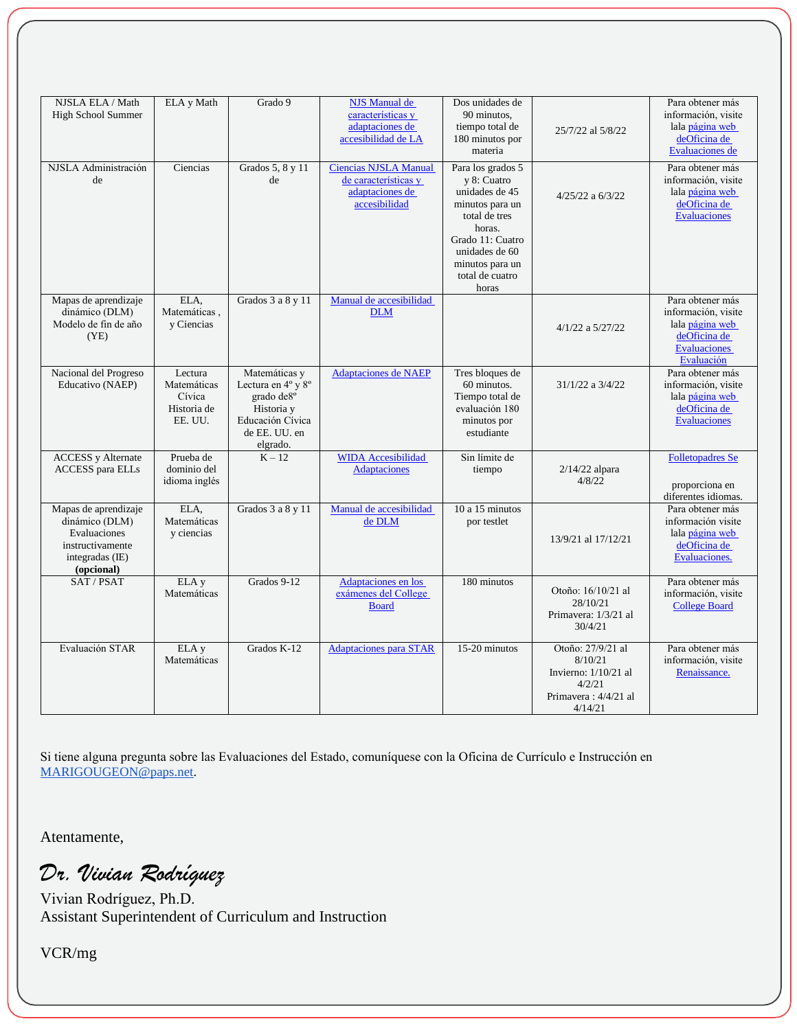| | | | | | | |
|---|---|---|---|---|---|---|
| NJSLA ELA / Math High School Summer | ELA y Math | Grado 9 | NJS Manual de características y adaptaciones de accesibilidad de LA | Dos unidades de 90 minutos, tiempo total de 180 minutos por materia | 25/7/22 al 5/8/22 | Para obtener más información, visite lala página web deOficina de Evaluaciones de |
| NJSLA Administración de | Ciencias | Grados 5, 8 y 11 de | Ciencias NJSLA Manual de características y adaptaciones de accesibilidad | Para los grados 5 y 8: Cuatro unidades de 45 minutos para un total de tres horas. Grado 11: Cuatro unidades de 60 minutos para un total de cuatro horas | 4/25/22 a 6/3/22 | Para obtener más información, visite lala página web deOficina de Evaluaciones |
| Mapas de aprendizaje dinámico (DLM) Modelo de fin de año (YE) | ELA, Matemáticas , y Ciencias | Grados 3 a 8 y 11 | Manual de accesibilidad DLM | | 4/1/22 a 5/27/22 | Para obtener más información, visite lala página web deOficina de Evaluaciones Evaluación |
| Nacional del Progreso Educativo (NAEP) | Lectura Matemáticas Cívica Historia de EE. UU. | Matemáticas y Lectura en 4º y 8º grado de8º Historia y Educación Cívica de EE. UU. en elgrado. | Adaptaciones de NAEP | Tres bloques de 60 minutos. Tiempo total de evaluación 180 minutos por estudiante | 31/1/22 a 3/4/22 | Para obtener más información, visite lala página web deOficina de Evaluaciones |
| ACCESS y Alternate ACCESS para ELLs | Prueba de dominio del idioma inglés | K – 12 | WIDA Accesibilidad Adaptaciones | Sin límite de tiempo | 2/14/22 alpara 4/8/22 | Folletopadres Se proporciona en diferentes idiomas. |
| Mapas de aprendizaje dinámico (DLM) Evaluaciones instructivamente integradas (IE) **(opcional)** | ELA, Matemáticas y ciencias | Grados 3 a 8 y 11 | Manual de accesibilidad de DLM | 10 a 15 minutos por testlet | 13/9/21 al 17/12/21 | Para obtener más información visite lala página web deOficina de Evaluaciones. |
| SAT / PSAT | ELA y Matemáticas | Grados 9-12 | Adaptaciones en los exámenes del College Board | 180 minutos | Otoño: 16/10/21 al 28/10/21 Primavera: 1/3/21 al 30/4/21 | Para obtener más información, visite College Board |
| Evaluación STAR | ELA y Matemáticas | Grados K-12 | Adaptaciones para STAR | 15-20 minutos | Otoño: 27/9/21 al 8/10/21 Invierno: 1/10/21 al 4/2/21 Primavera : 4/4/21 al 4/14/21 | Para obtener más información, visite Renaissance. |

Si tiene alguna pregunta sobre las Evaluaciones del Estado, comuníquese con la Oficina de Currículo e Instrucción en MARIGOUGEON@paps.net.

Atentamente,

*Dr. Vivian Rodríguez*

Vivian Rodríguez, Ph.D.
Assistant Superintendent of Curriculum and Instruction

VCR/mg